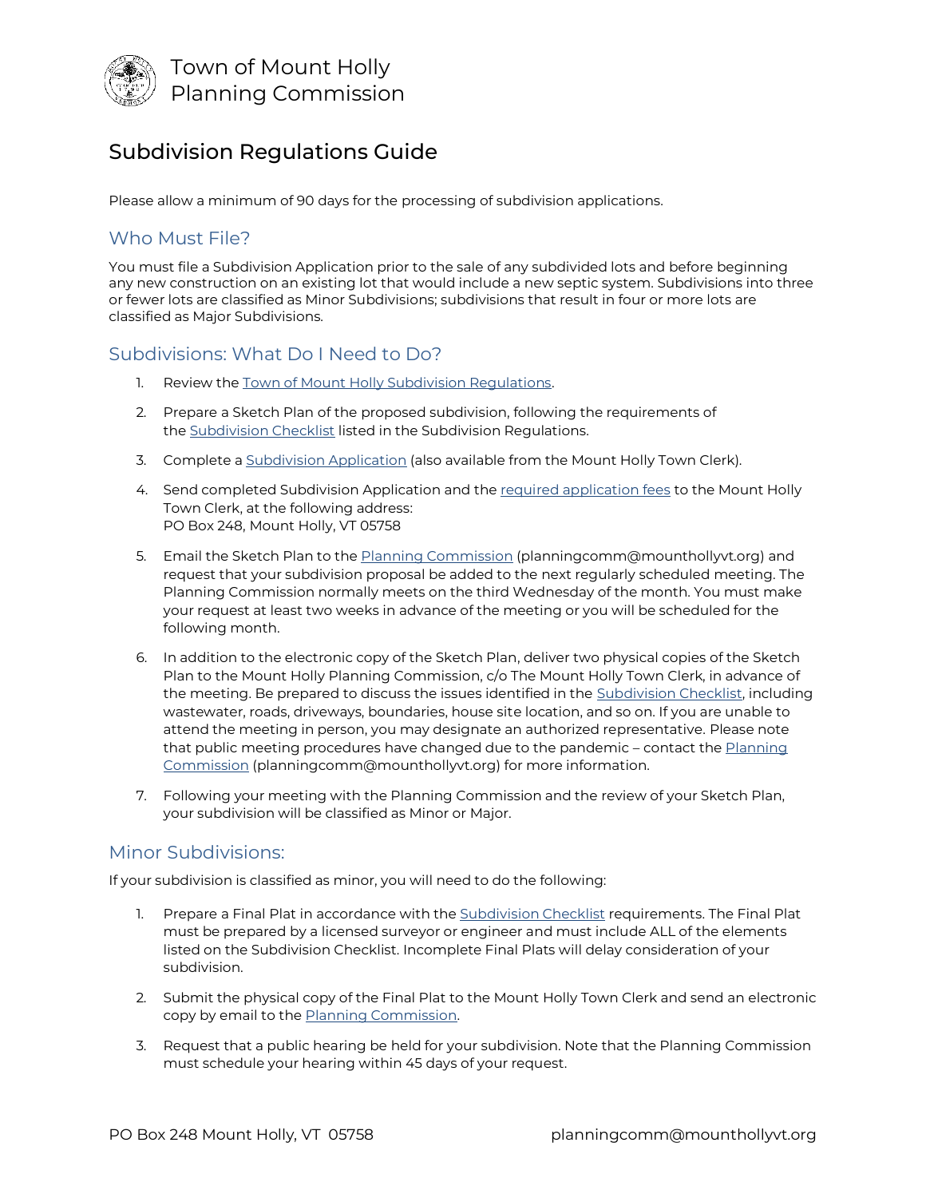Town of Mount Holly
Planning Commission

# Subdivision Regulations Guide

Please allow a minimum of 90 days for the processing of subdivision applications.

## Who Must File?

You must file a Subdivision Application prior to the sale of any subdivided lots and before beginning any new construction on an existing lot that would include a new septic system. Subdivisions into three or fewer lots are classified as Minor Subdivisions; subdivisions that result in four or more lots are classified as Major Subdivisions.

## Subdivisions: What Do I Need to Do?

1. Review the Town of Mount Holly Subdivision Regulations.
2. Prepare a Sketch Plan of the proposed subdivision, following the requirements of the Subdivision Checklist listed in the Subdivision Regulations.
3. Complete a Subdivision Application (also available from the Mount Holly Town Clerk).
4. Send completed Subdivision Application and the required application fees to the Mount Holly Town Clerk, at the following address:
   PO Box 248, Mount Holly, VT 05758
5. Email the Sketch Plan to the Planning Commission (planningcomm@mounthollyvt.org) and request that your subdivision proposal be added to the next regularly scheduled meeting. The Planning Commission normally meets on the third Wednesday of the month. You must make your request at least two weeks in advance of the meeting or you will be scheduled for the following month.
6. In addition to the electronic copy of the Sketch Plan, deliver two physical copies of the Sketch Plan to the Mount Holly Planning Commission, c/o The Mount Holly Town Clerk, in advance of the meeting. Be prepared to discuss the issues identified in the Subdivision Checklist, including wastewater, roads, driveways, boundaries, house site location, and so on. If you are unable to attend the meeting in person, you may designate an authorized representative. Please note that public meeting procedures have changed due to the pandemic – contact the Planning Commission (planningcomm@mounthollyvt.org) for more information.
7. Following your meeting with the Planning Commission and the review of your Sketch Plan, your subdivision will be classified as Minor or Major.

## Minor Subdivisions:

If your subdivision is classified as minor, you will need to do the following:

1. Prepare a Final Plat in accordance with the Subdivision Checklist requirements. The Final Plat must be prepared by a licensed surveyor or engineer and must include ALL of the elements listed on the Subdivision Checklist. Incomplete Final Plats will delay consideration of your subdivision.
2. Submit the physical copy of the Final Plat to the Mount Holly Town Clerk and send an electronic copy by email to the Planning Commission.
3. Request that a public hearing be held for your subdivision. Note that the Planning Commission must schedule your hearing within 45 days of your request.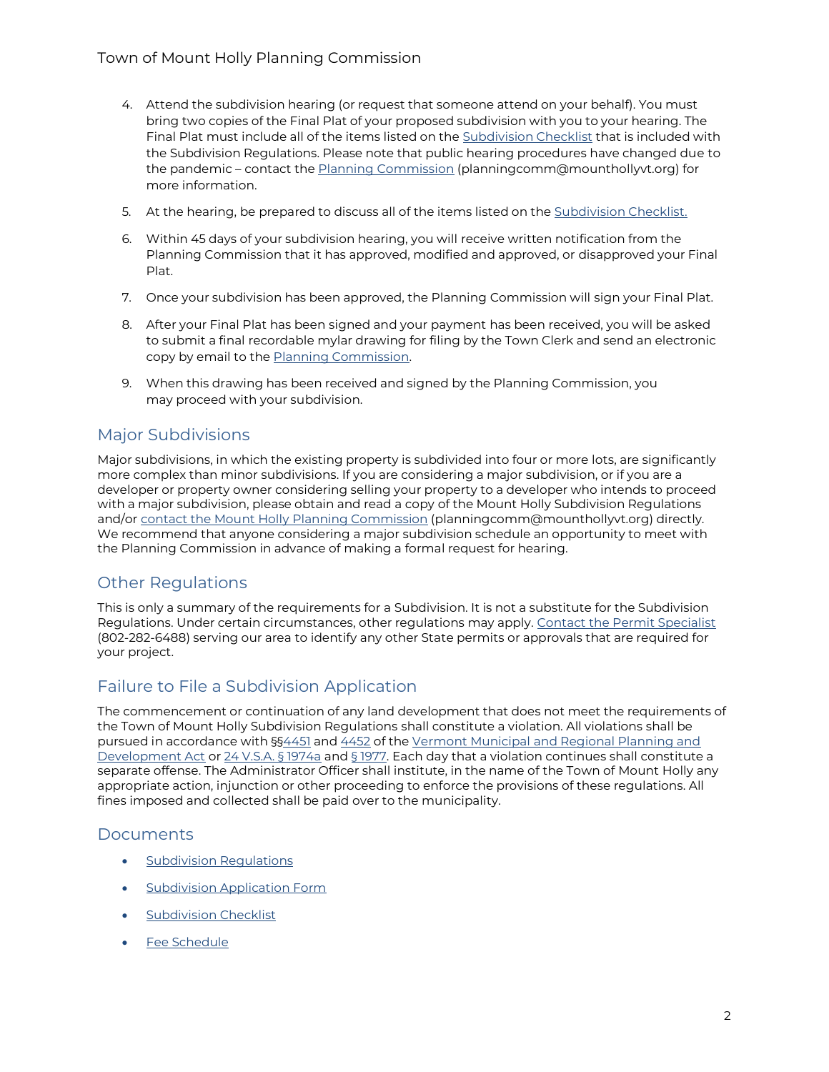4. Attend the subdivision hearing (or request that someone attend on your behalf). You must bring two copies of the Final Plat of your proposed subdivision with you to your hearing. The Final Plat must include all of the items listed on the Subdivision Checklist that is included with the Subdivision Regulations. Please note that public hearing procedures have changed due to the pandemic – contact the Planning Commission (planningcomm@mounthollyvt.org) for more information.

5. At the hearing, be prepared to discuss all of the items listed on the Subdivision Checklist.

6. Within 45 days of your subdivision hearing, you will receive written notification from the Planning Commission that it has approved, modified and approved, or disapproved your Final Plat.

7. Once your subdivision has been approved, the Planning Commission will sign your Final Plat.

8. After your Final Plat has been signed and your payment has been received, you will be asked to submit a final recordable mylar drawing for filing by the Town Clerk and send an electronic copy by email to the Planning Commission.

9. When this drawing has been received and signed by the Planning Commission, you may proceed with your subdivision.

## Major Subdivisions

Major subdivisions, in which the existing property is subdivided into four or more lots, are significantly more complex than minor subdivisions. If you are considering a major subdivision, or if you are a developer or property owner considering selling your property to a developer who intends to proceed with a major subdivision, please obtain and read a copy of the Mount Holly Subdivision Regulations and/or contact the Mount Holly Planning Commission (planningcomm@mounthollyvt.org) directly. We recommend that anyone considering a major subdivision schedule an opportunity to meet with the Planning Commission in advance of making a formal request for hearing.

## Other Regulations

This is only a summary of the requirements for a Subdivision. It is not a substitute for the Subdivision Regulations. Under certain circumstances, other regulations may apply. Contact the Permit Specialist (802-282-6488) serving our area to identify any other State permits or approvals that are required for your project.

## Failure to File a Subdivision Application

The commencement or continuation of any land development that does not meet the requirements of the Town of Mount Holly Subdivision Regulations shall constitute a violation. All violations shall be pursued in accordance with §§4451 and 4452 of the Vermont Municipal and Regional Planning and Development Act or 24 V.S.A. § 1974a and § 1977. Each day that a violation continues shall constitute a separate offense. The Administrator Officer shall institute, in the name of the Town of Mount Holly any appropriate action, injunction or other proceeding to enforce the provisions of these regulations. All fines imposed and collected shall be paid over to the municipality.

## Documents

- Subdivision Regulations
- Subdivision Application Form
- Subdivision Checklist
- Fee Schedule